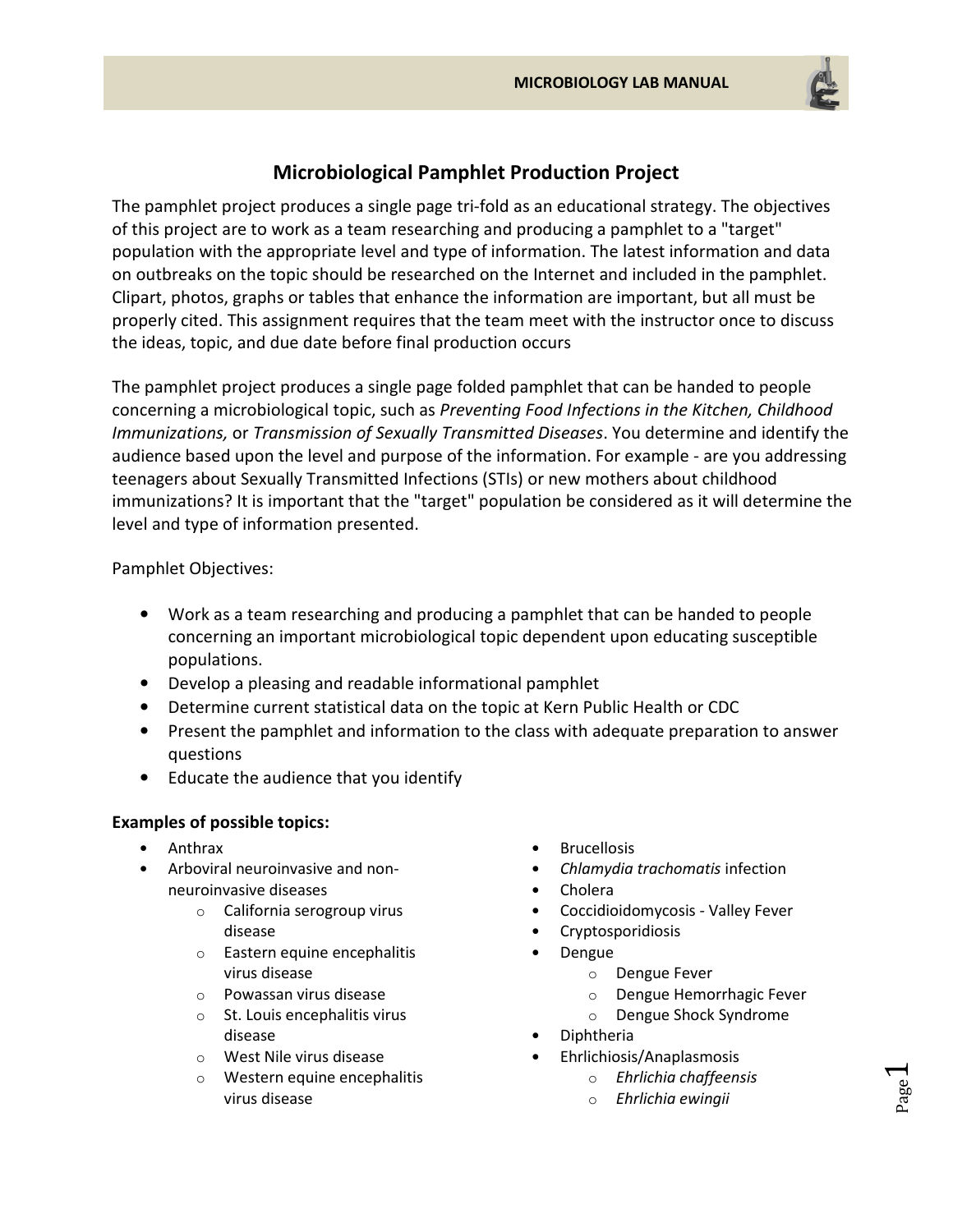# Microbiological Pamphlet Production Project

The pamphlet project produces a single page tri-fold as an educational strategy. The objectives of this project are to work as a team researching and producing a pamphlet to a "target" population with the appropriate level and type of information. The latest information and data on outbreaks on the topic should be researched on the Internet and included in the pamphlet. Clipart, photos, graphs or tables that enhance the information are important, but all must be properly cited. This assignment requires that the team meet with the instructor once to discuss the ideas, topic, and due date before final production occurs

The pamphlet project produces a single page folded pamphlet that can be handed to people concerning a microbiological topic, such as *Preventing Food Infections in the Kitchen, Childhood Immunizations,* or *Transmission of Sexually Transmitted Diseases*. You determine and identify the audience based upon the level and purpose of the information. For example - are you addressing teenagers about Sexually Transmitted Infections (STIs) or new mothers about childhood immunizations? It is important that the "target" population be considered as it will determine the level and type of information presented.

Pamphlet Objectives:

- Work as a team researching and producing a pamphlet that can be handed to people concerning an important microbiological topic dependent upon educating susceptible populations.
- Develop a pleasing and readable informational pamphlet
- Determine current statistical data on the topic at Kern Public Health or CDC
- Present the pamphlet and information to the class with adequate preparation to answer questions
- Educate the audience that you identify

**Examples of possible topics:**

- Anthrax
- Arboviral neuroinvasive and non-neuroinvasive diseases
  - California serogroup virus disease
  - Eastern equine encephalitis virus disease
  - Powassan virus disease
  - St. Louis encephalitis virus disease
  - West Nile virus disease
  - Western equine encephalitis virus disease
- Brucellosis
- *Chlamydia trachomatis* infection
- Cholera
- Coccidioidomycosis - Valley Fever
- Cryptosporidiosis
- Dengue
  - Dengue Fever
  - Dengue Hemorrhagic Fever
  - Dengue Shock Syndrome
- Diphtheria
- Ehrlichiosis/Anaplasmosis
  - *Ehrlichia chaffeensis*
  - *Ehrlichia ewingii*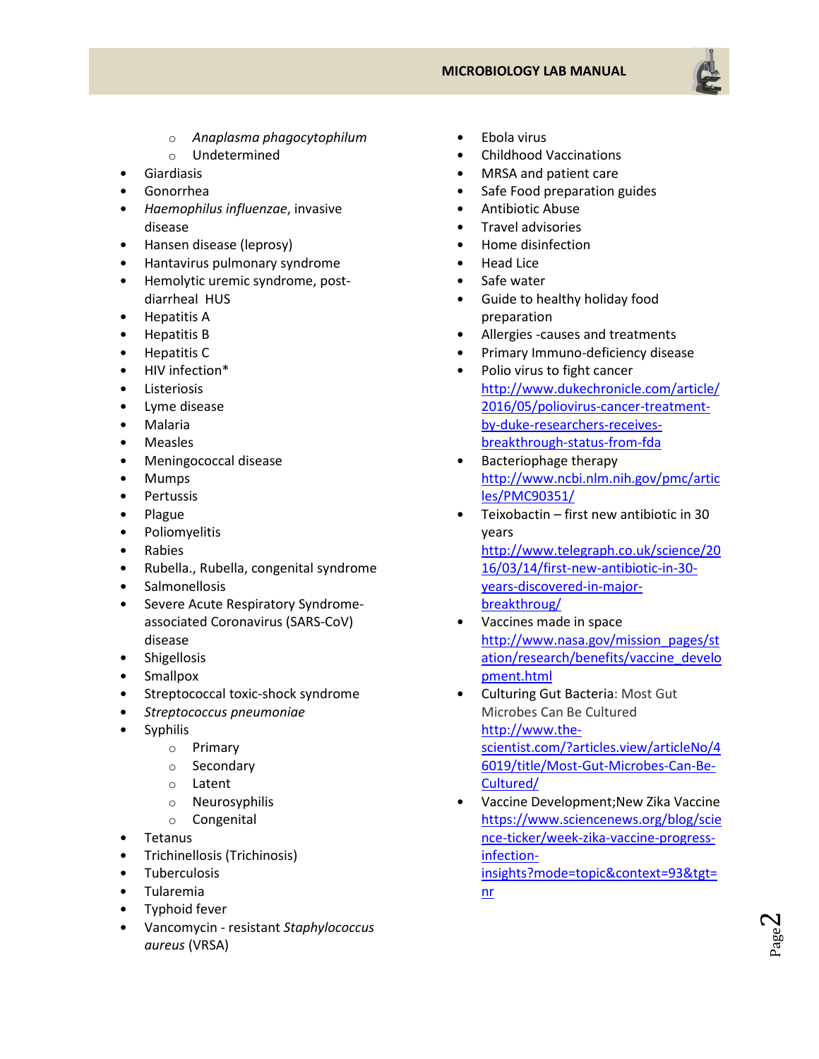- *Anaplasma phagocytophilum*
    - Undetermined
- Giardiasis
- Gonorrhea
- *Haemophilus influenzae*, invasive disease
- Hansen disease (leprosy)
- Hantavirus pulmonary syndrome
- Hemolytic uremic syndrome, post-diarrheal HUS
- Hepatitis A
- Hepatitis B
- Hepatitis C
- HIV infection*
- Listeriosis
- Lyme disease
- Malaria
- Measles
- Meningococcal disease
- Mumps
- Pertussis
- Plague
- Poliomyelitis
- Rabies
- Rubella., Rubella, congenital syndrome
- Salmonellosis
- Severe Acute Respiratory Syndrome-associated Coronavirus (SARS-CoV) disease
- Shigellosis
- Smallpox
- Streptococcal toxic-shock syndrome
- *Streptococcus pneumoniae*
- Syphilis
    - Primary
    - Secondary
    - Latent
    - Neurosyphilis
    - Congenital
- Tetanus
- Trichinellosis (Trichinosis)
- Tuberculosis
- Tularemia
- Typhoid fever
- Vancomycin - resistant *Staphylococcus aureus* (VRSA)

- Ebola virus
- Childhood Vaccinations
- MRSA and patient care
- Safe Food preparation guides
- Antibiotic Abuse
- Travel advisories
- Home disinfection
- Head Lice
- Safe water
- Guide to healthy holiday food preparation
- Allergies -causes and treatments
- Primary Immuno-deficiency disease
- Polio virus to fight cancer http://www.dukechronicle.com/article/2016/05/poliovirus-cancer-treatment-by-duke-researchers-receives-breakthrough-status-from-fda
- Bacteriophage therapy http://www.ncbi.nlm.nih.gov/pmc/articles/PMC90351/
- Teixobactin – first new antibiotic in 30 years http://www.telegraph.co.uk/science/2016/03/14/first-new-antibiotic-in-30-years-discovered-in-major-breakthroug/
- Vaccines made in space http://www.nasa.gov/mission_pages/station/research/benefits/vaccine_development.html
- Culturing Gut Bacteria: Most Gut Microbes Can Be Cultured http://www.the-scientist.com/?articles.view/articleNo/46019/title/Most-Gut-Microbes-Can-Be-Cultured/
- Vaccine Development;New Zika Vaccine https://www.sciencenews.org/blog/science-ticker/week-zika-vaccine-progress-infection-insights?mode=topic&context=93&tgt=nr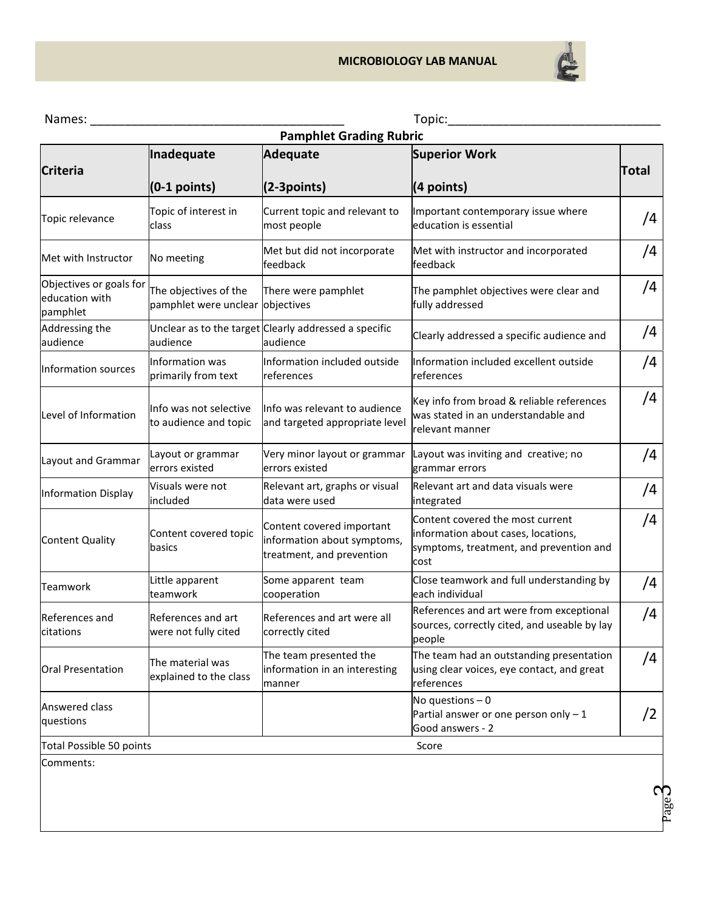Names: ___________________________________ Topic:______________________________

**Pamphlet Grading Rubric**

| Criteria | Inadequate (0-1 points) | Adequate (2-3points) | Superior Work (4 points) | Total |
|---|---|---|---|---|
| Topic relevance | Topic of interest in class | Current topic and relevant to most people | Important contemporary issue where education is essential | /4 |
| Met with Instructor | No meeting | Met but did not incorporate feedback | Met with instructor and incorporated feedback | /4 |
| Objectives or goals for education with pamphlet | The objectives of the pamphlet were unclear | There were pamphlet objectives | The pamphlet objectives were clear and fully addressed | /4 |
| Addressing the audience | Unclear as to the target audience | Clearly addressed a specific audience | Clearly addressed a specific audience and | /4 |
| Information sources | Information was primarily from text | Information included outside references | Information included excellent outside references | /4 |
| Level of Information | Info was not selective to audience and topic | Info was relevant to audience and targeted appropriate level | Key info from broad & reliable references was stated in an understandable and relevant manner | /4 |
| Layout and Grammar | Layout or grammar errors existed | Very minor layout or grammar errors existed | Layout was inviting and creative; no grammar errors | /4 |
| Information Display | Visuals were not included | Relevant art, graphs or visual data were used | Relevant art and data visuals were integrated | /4 |
| Content Quality | Content covered topic basics | Content covered important information about symptoms, treatment, and prevention | Content covered the most current information about cases, locations, symptoms, treatment, and prevention and cost | /4 |
| Teamwork | Little apparent teamwork | Some apparent team cooperation | Close teamwork and full understanding by each individual | /4 |
| References and citations | References and art were not fully cited | References and art were all correctly cited | References and art were from exceptional sources, correctly cited, and useable by lay people | /4 |
| Oral Presentation | The material was explained to the class | The team presented the information in an interesting manner | The team had an outstanding presentation using clear voices, eye contact, and great references | /4 |
| Answered class questions | | | No questions – 0<br>Partial answer or one person only – 1<br>Good answers - 2 | /2 |
| Total Possible 50 points | | | Score | |

Comments: